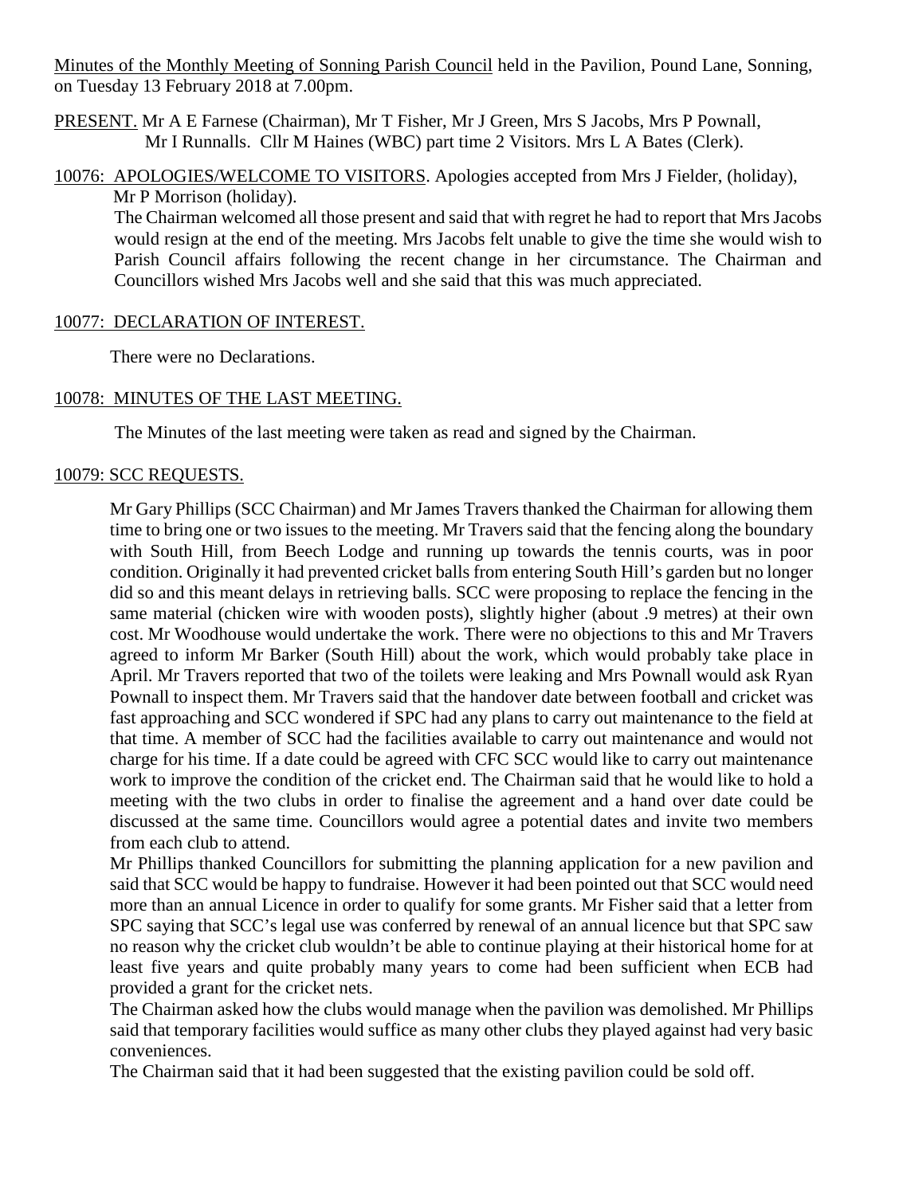Minutes of the Monthly Meeting of Sonning Parish Council held in the Pavilion, Pound Lane, Sonning, on Tuesday 13 February 2018 at 7.00pm.

PRESENT. Mr A E Farnese (Chairman), Mr T Fisher, Mr J Green, Mrs S Jacobs, Mrs P Pownall, Mr I Runnalls. Cllr M Haines (WBC) part time 2 Visitors. Mrs L A Bates (Clerk).

10076: APOLOGIES/WELCOME TO VISITORS. Apologies accepted from Mrs J Fielder, (holiday), Mr P Morrison (holiday).

The Chairman welcomed all those present and said that with regret he had to report that Mrs Jacobs would resign at the end of the meeting. Mrs Jacobs felt unable to give the time she would wish to Parish Council affairs following the recent change in her circumstance. The Chairman and Councillors wished Mrs Jacobs well and she said that this was much appreciated.

10077: DECLARATION OF INTEREST.

There were no Declarations.

10078: MINUTES OF THE LAST MEETING.

The Minutes of the last meeting were taken as read and signed by the Chairman.

10079: SCC REQUESTS.

Mr Gary Phillips (SCC Chairman) and Mr James Travers thanked the Chairman for allowing them time to bring one or two issues to the meeting. Mr Travers said that the fencing along the boundary with South Hill, from Beech Lodge and running up towards the tennis courts, was in poor condition. Originally it had prevented cricket balls from entering South Hill's garden but no longer did so and this meant delays in retrieving balls. SCC were proposing to replace the fencing in the same material (chicken wire with wooden posts), slightly higher (about .9 metres) at their own cost. Mr Woodhouse would undertake the work. There were no objections to this and Mr Travers agreed to inform Mr Barker (South Hill) about the work, which would probably take place in April. Mr Travers reported that two of the toilets were leaking and Mrs Pownall would ask Ryan Pownall to inspect them. Mr Travers said that the handover date between football and cricket was fast approaching and SCC wondered if SPC had any plans to carry out maintenance to the field at that time. A member of SCC had the facilities available to carry out maintenance and would not charge for his time. If a date could be agreed with CFC SCC would like to carry out maintenance work to improve the condition of the cricket end. The Chairman said that he would like to hold a meeting with the two clubs in order to finalise the agreement and a hand over date could be discussed at the same time. Councillors would agree a potential dates and invite two members from each club to attend.

Mr Phillips thanked Councillors for submitting the planning application for a new pavilion and said that SCC would be happy to fundraise. However it had been pointed out that SCC would need more than an annual Licence in order to qualify for some grants. Mr Fisher said that a letter from SPC saying that SCC's legal use was conferred by renewal of an annual licence but that SPC saw no reason why the cricket club wouldn't be able to continue playing at their historical home for at least five years and quite probably many years to come had been sufficient when ECB had provided a grant for the cricket nets.

The Chairman asked how the clubs would manage when the pavilion was demolished. Mr Phillips said that temporary facilities would suffice as many other clubs they played against had very basic conveniences.

The Chairman said that it had been suggested that the existing pavilion could be sold off.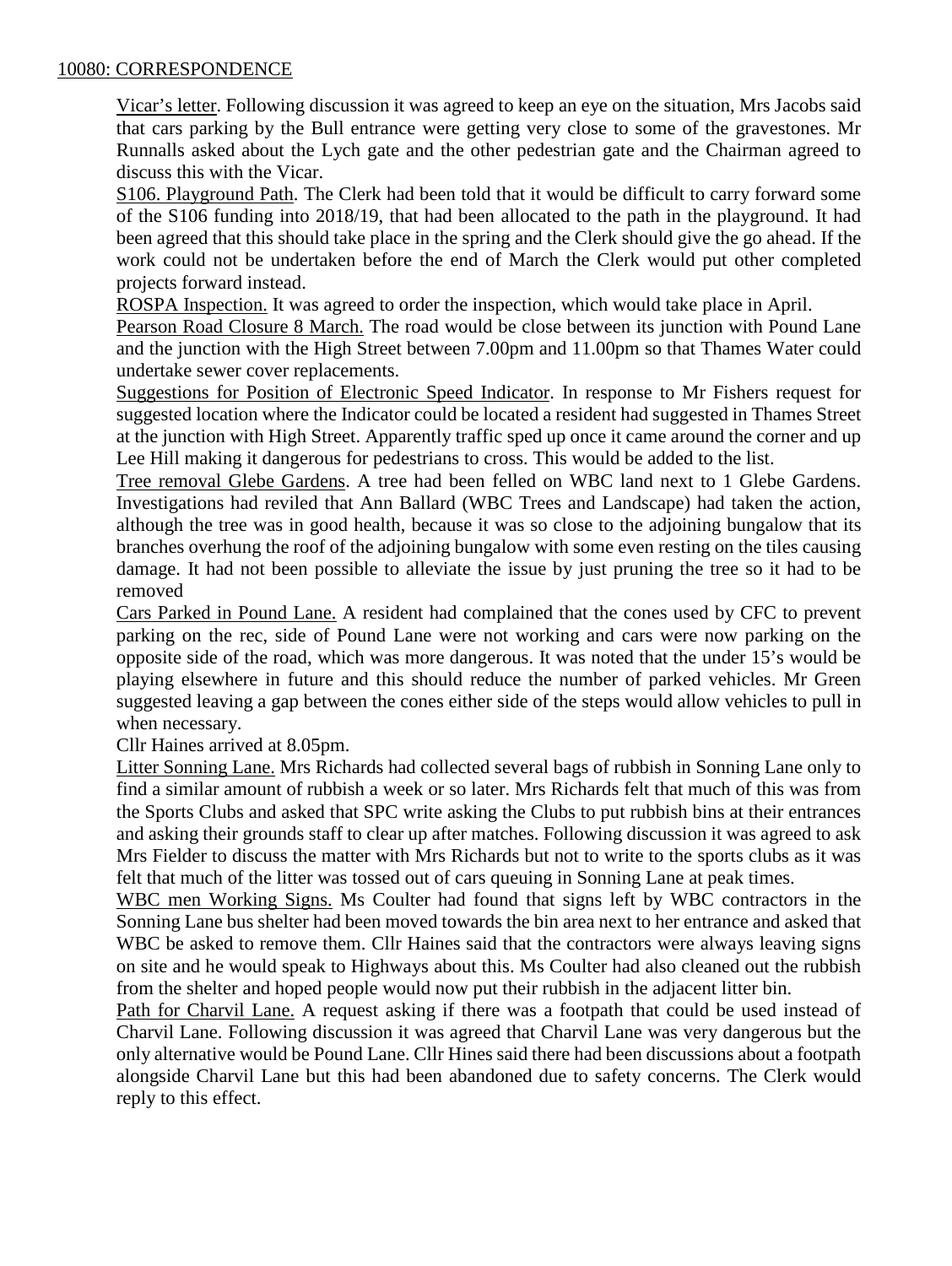10080: CORRESPONDENCE

Vicar's letter. Following discussion it was agreed to keep an eye on the situation, Mrs Jacobs said that cars parking by the Bull entrance were getting very close to some of the gravestones. Mr Runnalls asked about the Lych gate and the other pedestrian gate and the Chairman agreed to discuss this with the Vicar.

S106. Playground Path. The Clerk had been told that it would be difficult to carry forward some of the S106 funding into 2018/19, that had been allocated to the path in the playground. It had been agreed that this should take place in the spring and the Clerk should give the go ahead. If the work could not be undertaken before the end of March the Clerk would put other completed projects forward instead.

ROSPA Inspection. It was agreed to order the inspection, which would take place in April.

Pearson Road Closure 8 March. The road would be close between its junction with Pound Lane and the junction with the High Street between 7.00pm and 11.00pm so that Thames Water could undertake sewer cover replacements.

Suggestions for Position of Electronic Speed Indicator. In response to Mr Fishers request for suggested location where the Indicator could be located a resident had suggested in Thames Street at the junction with High Street. Apparently traffic sped up once it came around the corner and up Lee Hill making it dangerous for pedestrians to cross. This would be added to the list.

Tree removal Glebe Gardens. A tree had been felled on WBC land next to 1 Glebe Gardens. Investigations had reviled that Ann Ballard (WBC Trees and Landscape) had taken the action, although the tree was in good health, because it was so close to the adjoining bungalow that its branches overhung the roof of the adjoining bungalow with some even resting on the tiles causing damage. It had not been possible to alleviate the issue by just pruning the tree so it had to be removed

Cars Parked in Pound Lane. A resident had complained that the cones used by CFC to prevent parking on the rec, side of Pound Lane were not working and cars were now parking on the opposite side of the road, which was more dangerous. It was noted that the under 15's would be playing elsewhere in future and this should reduce the number of parked vehicles. Mr Green suggested leaving a gap between the cones either side of the steps would allow vehicles to pull in when necessary.

Cllr Haines arrived at 8.05pm.

Litter Sonning Lane. Mrs Richards had collected several bags of rubbish in Sonning Lane only to find a similar amount of rubbish a week or so later. Mrs Richards felt that much of this was from the Sports Clubs and asked that SPC write asking the Clubs to put rubbish bins at their entrances and asking their grounds staff to clear up after matches. Following discussion it was agreed to ask Mrs Fielder to discuss the matter with Mrs Richards but not to write to the sports clubs as it was felt that much of the litter was tossed out of cars queuing in Sonning Lane at peak times.

WBC men Working Signs. Ms Coulter had found that signs left by WBC contractors in the Sonning Lane bus shelter had been moved towards the bin area next to her entrance and asked that WBC be asked to remove them. Cllr Haines said that the contractors were always leaving signs on site and he would speak to Highways about this. Ms Coulter had also cleaned out the rubbish from the shelter and hoped people would now put their rubbish in the adjacent litter bin.

Path for Charvil Lane. A request asking if there was a footpath that could be used instead of Charvil Lane. Following discussion it was agreed that Charvil Lane was very dangerous but the only alternative would be Pound Lane. Cllr Hines said there had been discussions about a footpath alongside Charvil Lane but this had been abandoned due to safety concerns. The Clerk would reply to this effect.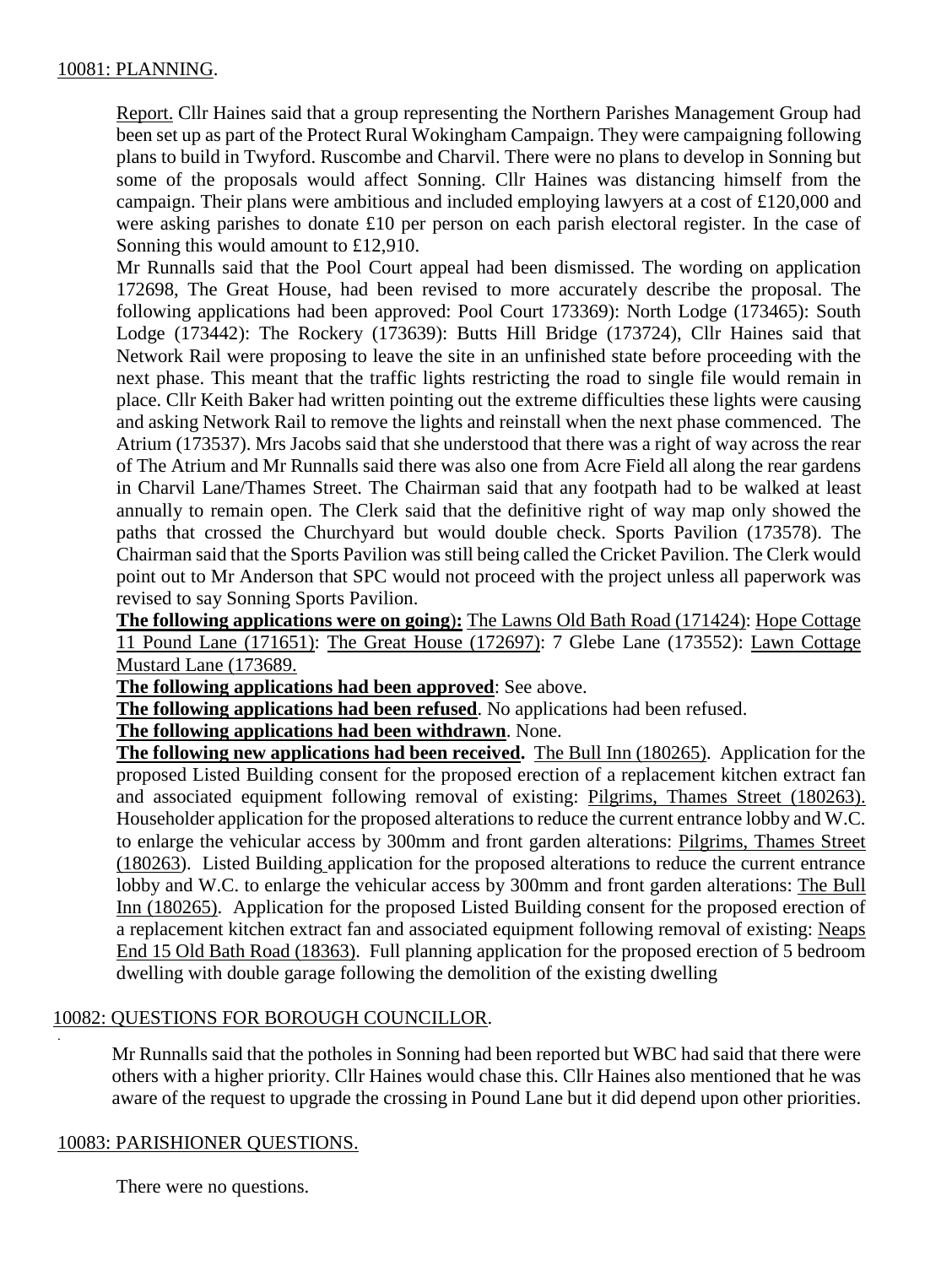10081: PLANNING.

Report. Cllr Haines said that a group representing the Northern Parishes Management Group had been set up as part of the Protect Rural Wokingham Campaign. They were campaigning following plans to build in Twyford. Ruscombe and Charvil. There were no plans to develop in Sonning but some of the proposals would affect Sonning. Cllr Haines was distancing himself from the campaign. Their plans were ambitious and included employing lawyers at a cost of £120,000 and were asking parishes to donate £10 per person on each parish electoral register. In the case of Sonning this would amount to £12,910.

Mr Runnalls said that the Pool Court appeal had been dismissed. The wording on application 172698, The Great House, had been revised to more accurately describe the proposal. The following applications had been approved: Pool Court 173369): North Lodge (173465): South Lodge (173442): The Rockery (173639): Butts Hill Bridge (173724), Cllr Haines said that Network Rail were proposing to leave the site in an unfinished state before proceeding with the next phase. This meant that the traffic lights restricting the road to single file would remain in place. Cllr Keith Baker had written pointing out the extreme difficulties these lights were causing and asking Network Rail to remove the lights and reinstall when the next phase commenced. The Atrium (173537). Mrs Jacobs said that she understood that there was a right of way across the rear of The Atrium and Mr Runnalls said there was also one from Acre Field all along the rear gardens in Charvil Lane/Thames Street. The Chairman said that any footpath had to be walked at least annually to remain open. The Clerk said that the definitive right of way map only showed the paths that crossed the Churchyard but would double check. Sports Pavilion (173578). The Chairman said that the Sports Pavilion was still being called the Cricket Pavilion. The Clerk would point out to Mr Anderson that SPC would not proceed with the project unless all paperwork was revised to say Sonning Sports Pavilion.

**The following applications were on going):** The Lawns Old Bath Road (171424): Hope Cottage 11 Pound Lane (171651): The Great House (172697): 7 Glebe Lane (173552): Lawn Cottage Mustard Lane (173689.

**The following applications had been approved**: See above.

**The following applications had been refused**. No applications had been refused.

**The following applications had been withdrawn**. None.

**The following new applications had been received.** The Bull Inn (180265). Application for the proposed Listed Building consent for the proposed erection of a replacement kitchen extract fan and associated equipment following removal of existing: Pilgrims, Thames Street (180263). Householder application for the proposed alterations to reduce the current entrance lobby and W.C. to enlarge the vehicular access by 300mm and front garden alterations: Pilgrims, Thames Street (180263). Listed Building application for the proposed alterations to reduce the current entrance lobby and W.C. to enlarge the vehicular access by 300mm and front garden alterations: The Bull Inn (180265). Application for the proposed Listed Building consent for the proposed erection of a replacement kitchen extract fan and associated equipment following removal of existing: Neaps End 15 Old Bath Road (18363). Full planning application for the proposed erection of 5 bedroom dwelling with double garage following the demolition of the existing dwelling

10082: QUESTIONS FOR BOROUGH COUNCILLOR.

Mr Runnalls said that the potholes in Sonning had been reported but WBC had said that there were others with a higher priority. Cllr Haines would chase this. Cllr Haines also mentioned that he was aware of the request to upgrade the crossing in Pound Lane but it did depend upon other priorities.

10083: PARISHIONER QUESTIONS.

There were no questions.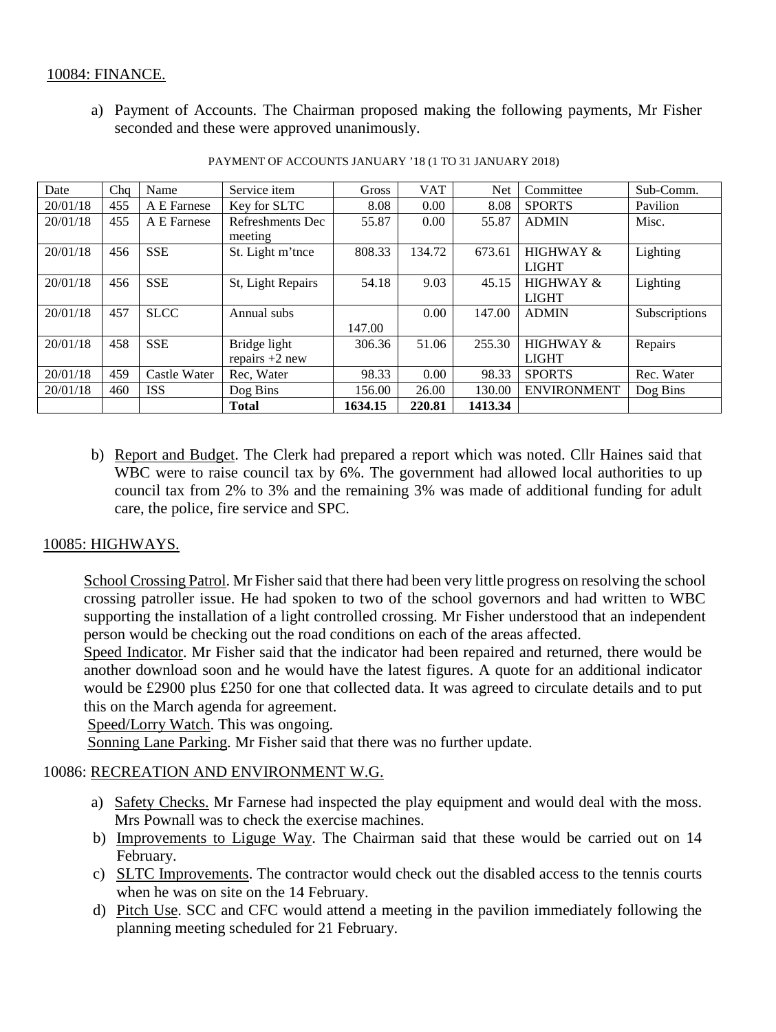10084: FINANCE.

a) Payment of Accounts. The Chairman proposed making the following payments, Mr Fisher seconded and these were approved unanimously.

PAYMENT OF ACCOUNTS JANUARY '18 (1 TO 31 JANUARY 2018)

| Date | Chq | Name | Service item | Gross | VAT | Net | Committee | Sub-Comm. |
|---|---|---|---|---|---|---|---|---|
| 20/01/18 | 455 | A E Farnese | Key for SLTC | 8.08 | 0.00 | 8.08 | SPORTS | Pavilion |
| 20/01/18 | 455 | A E Farnese | Refreshments Dec meeting | 55.87 | 0.00 | 55.87 | ADMIN | Misc. |
| 20/01/18 | 456 | SSE | St. Light m'tnce | 808.33 | 134.72 | 673.61 | HIGHWAY & LIGHT | Lighting |
| 20/01/18 | 456 | SSE | St, Light Repairs | 54.18 | 9.03 | 45.15 | HIGHWAY & LIGHT | Lighting |
| 20/01/18 | 457 | SLCC | Annual subs | 147.00 | 0.00 | 147.00 | ADMIN | Subscriptions |
| 20/01/18 | 458 | SSE | Bridge light repairs +2 new | 306.36 | 51.06 | 255.30 | HIGHWAY & LIGHT | Repairs |
| 20/01/18 | 459 | Castle Water | Rec, Water | 98.33 | 0.00 | 98.33 | SPORTS | Rec. Water |
| 20/01/18 | 460 | ISS | Dog Bins | 156.00 | 26.00 | 130.00 | ENVIRONMENT | Dog Bins |
| | | | **Total** | **1634.15** | **220.81** | **1413.34** | | |

b) Report and Budget. The Clerk had prepared a report which was noted. Cllr Haines said that WBC were to raise council tax by 6%. The government had allowed local authorities to up council tax from 2% to 3% and the remaining 3% was made of additional funding for adult care, the police, fire service and SPC.

10085: HIGHWAYS.

School Crossing Patrol. Mr Fisher said that there had been very little progress on resolving the school crossing patroller issue. He had spoken to two of the school governors and had written to WBC supporting the installation of a light controlled crossing. Mr Fisher understood that an independent person would be checking out the road conditions on each of the areas affected.

Speed Indicator. Mr Fisher said that the indicator had been repaired and returned, there would be another download soon and he would have the latest figures. A quote for an additional indicator would be £2900 plus £250 for one that collected data. It was agreed to circulate details and to put this on the March agenda for agreement.

Speed/Lorry Watch. This was ongoing.

Sonning Lane Parking. Mr Fisher said that there was no further update.

10086: RECREATION AND ENVIRONMENT W.G.

a) Safety Checks. Mr Farnese had inspected the play equipment and would deal with the moss. Mrs Pownall was to check the exercise machines.
b) Improvements to Liguge Way. The Chairman said that these would be carried out on 14 February.
c) SLTC Improvements. The contractor would check out the disabled access to the tennis courts when he was on site on the 14 February.
d) Pitch Use. SCC and CFC would attend a meeting in the pavilion immediately following the planning meeting scheduled for 21 February.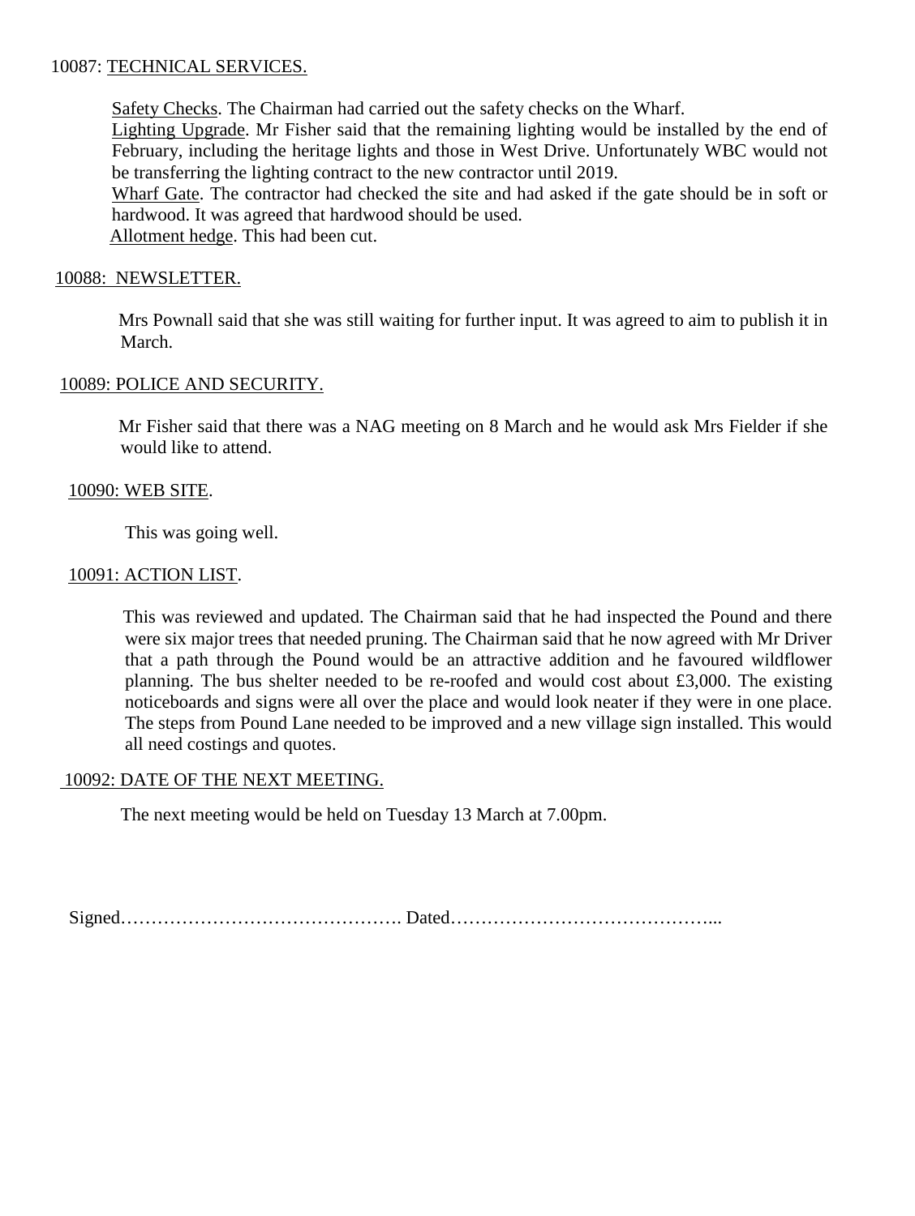10087: TECHNICAL SERVICES.

Safety Checks. The Chairman had carried out the safety checks on the Wharf.
Lighting Upgrade. Mr Fisher said that the remaining lighting would be installed by the end of February, including the heritage lights and those in West Drive. Unfortunately WBC would not be transferring the lighting contract to the new contractor until 2019.
Wharf Gate. The contractor had checked the site and had asked if the gate should be in soft or hardwood. It was agreed that hardwood should be used.
Allotment hedge. This had been cut.

10088: NEWSLETTER.

Mrs Pownall said that she was still waiting for further input. It was agreed to aim to publish it in March.

10089: POLICE AND SECURITY.

Mr Fisher said that there was a NAG meeting on 8 March and he would ask Mrs Fielder if she would like to attend.

10090: WEB SITE.

This was going well.

10091: ACTION LIST.

This was reviewed and updated. The Chairman said that he had inspected the Pound and there were six major trees that needed pruning. The Chairman said that he now agreed with Mr Driver that a path through the Pound would be an attractive addition and he favoured wildflower planning. The bus shelter needed to be re-roofed and would cost about £3,000. The existing noticeboards and signs were all over the place and would look neater if they were in one place. The steps from Pound Lane needed to be improved and a new village sign installed. This would all need costings and quotes.

10092: DATE OF THE NEXT MEETING.

The next meeting would be held on Tuesday 13 March at 7.00pm.

Signed………………………………………. Dated……………………………………...